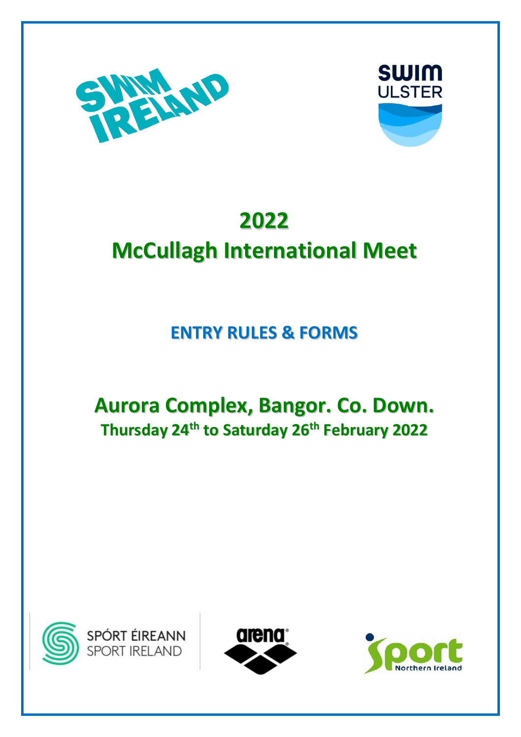# 2022

# McCullagh International Meet

## ENTRY RULES & FORMS

## Aurora Complex, Bangor. Co. Down.

### Thursday 24th to Saturday 26th February 2022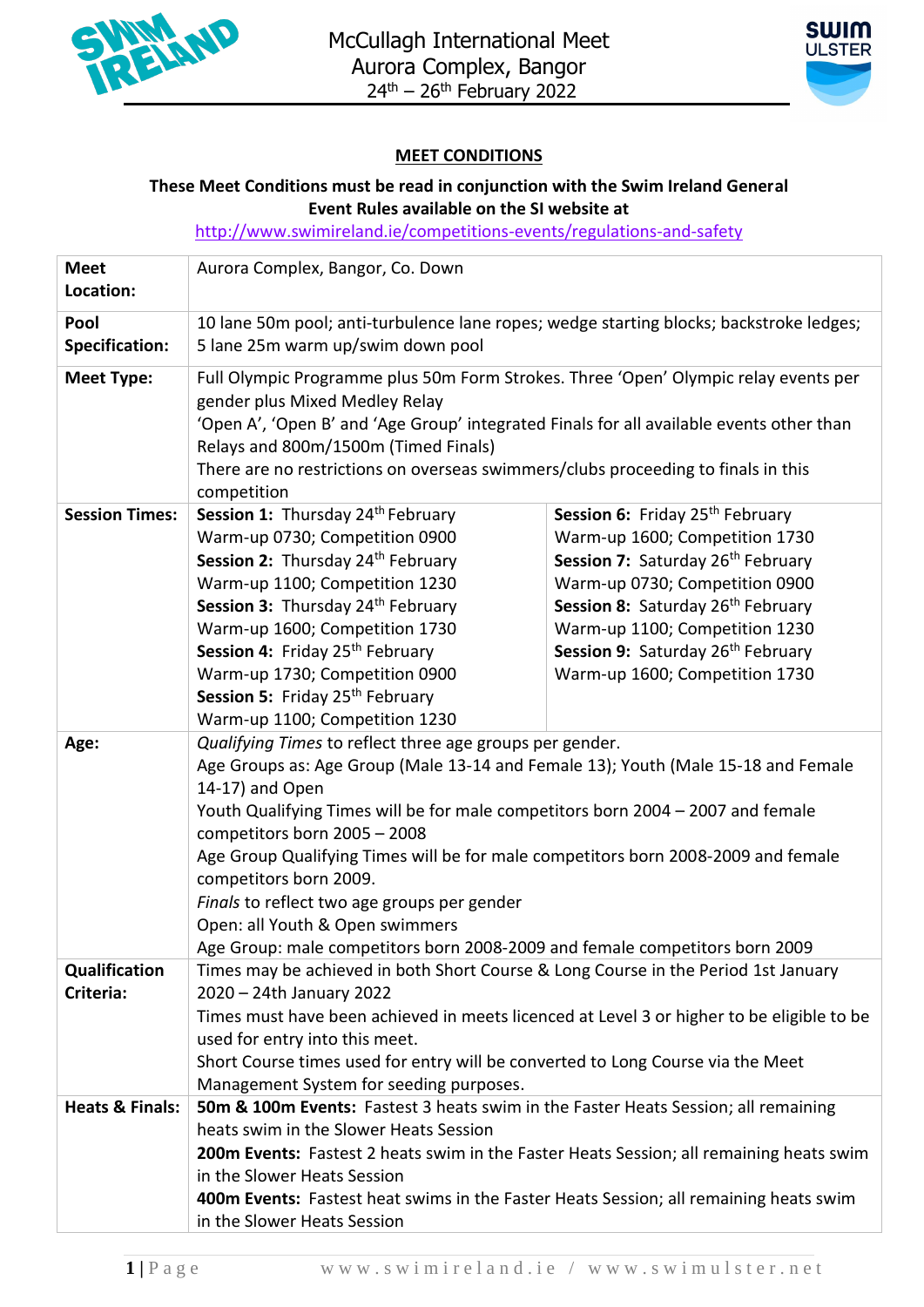McCullagh International Meet
Aurora Complex, Bangor
24th – 26th February 2022

## MEET CONDITIONS

**These Meet Conditions must be read in conjunction with the Swim Ireland General Event Rules available on the SI website at**
http://www.swimireland.ie/competitions-events/regulations-and-safety

| | |
|---|---|
| **Meet Location:** | Aurora Complex, Bangor, Co. Down |
| **Pool Specification:** | 10 lane 50m pool; anti-turbulence lane ropes; wedge starting blocks; backstroke ledges; 5 lane 25m warm up/swim down pool |
| **Meet Type:** | Full Olympic Programme plus 50m Form Strokes. Three 'Open' Olympic relay events per gender plus Mixed Medley Relay<br>'Open A', 'Open B' and 'Age Group' integrated Finals for all available events other than Relays and 800m/1500m (Timed Finals)<br>There are no restrictions on overseas swimmers/clubs proceeding to finals in this competition |
| **Session Times:** | **Session 1:** Thursday 24th February<br>Warm-up 0730; Competition 0900<br>**Session 2:** Thursday 24th February<br>Warm-up 1100; Competition 1230<br>**Session 3:** Thursday 24th February<br>Warm-up 1600; Competition 1730<br>**Session 4:** Friday 25th February<br>Warm-up 1730; Competition 0900<br>**Session 5:** Friday 25th February<br>Warm-up 1100; Competition 1230<br>**Session 6:** Friday 25th February<br>Warm-up 1600; Competition 1730<br>**Session 7:** Saturday 26th February<br>Warm-up 0730; Competition 0900<br>**Session 8:** Saturday 26th February<br>Warm-up 1100; Competition 1230<br>**Session 9:** Saturday 26th February<br>Warm-up 1600; Competition 1730 |
| **Age:** | *Qualifying Times* to reflect three age groups per gender.<br>Age Groups as: Age Group (Male 13-14 and Female 13); Youth (Male 15-18 and Female 14-17) and Open<br>Youth Qualifying Times will be for male competitors born 2004 – 2007 and female competitors born 2005 – 2008<br>Age Group Qualifying Times will be for male competitors born 2008-2009 and female competitors born 2009.<br>*Finals* to reflect two age groups per gender<br>Open: all Youth & Open swimmers<br>Age Group: male competitors born 2008-2009 and female competitors born 2009 |
| **Qualification Criteria:** | Times may be achieved in both Short Course & Long Course in the Period 1st January 2020 – 24th January 2022<br>Times must have been achieved in meets licenced at Level 3 or higher to be eligible to be used for entry into this meet.<br>Short Course times used for entry will be converted to Long Course via the Meet Management System for seeding purposes. |
| **Heats & Finals:** | **50m & 100m Events:** Fastest 3 heats swim in the Faster Heats Session; all remaining heats swim in the Slower Heats Session<br>**200m Events:** Fastest 2 heats swim in the Faster Heats Session; all remaining heats swim in the Slower Heats Session<br>**400m Events:** Fastest heat swims in the Faster Heats Session; all remaining heats swim in the Slower Heats Session |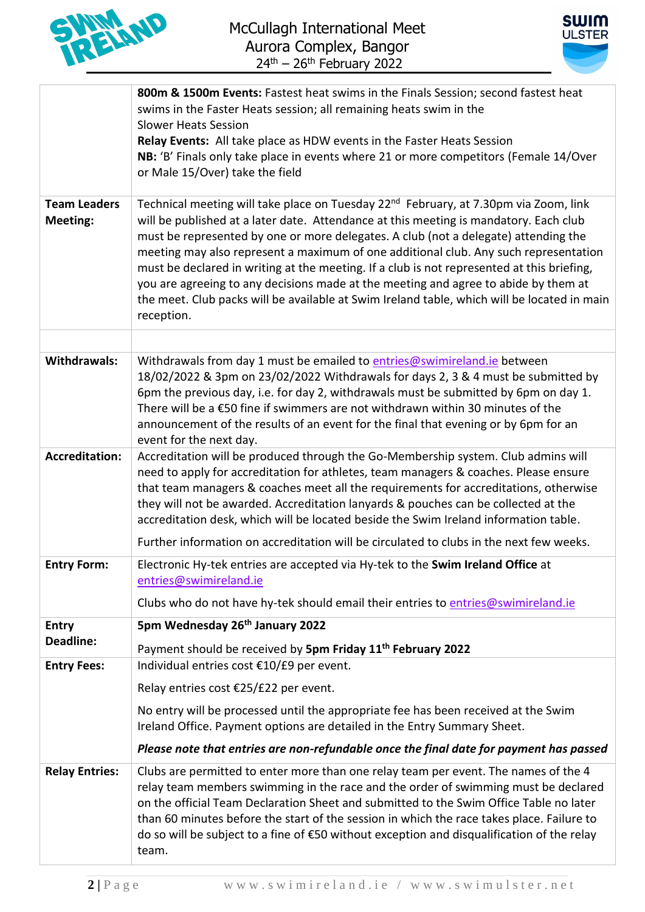| | |
|---|---|
| | **800m & 1500m Events:** Fastest heat swims in the Finals Session; second fastest heat swims in the Faster Heats session; all remaining heats swim in the Slower Heats Session<br>**Relay Events:** All take place as HDW events in the Faster Heats Session<br>**NB:** 'B' Finals only take place in events where 21 or more competitors (Female 14/Over or Male 15/Over) take the field |
| **Team Leaders Meeting:** | Technical meeting will take place on Tuesday 22nd February, at 7.30pm via Zoom, link will be published at a later date. Attendance at this meeting is mandatory. Each club must be represented by one or more delegates. A club (not a delegate) attending the meeting may also represent a maximum of one additional club. Any such representation must be declared in writing at the meeting. If a club is not represented at this briefing, you are agreeing to any decisions made at the meeting and agree to abide by them at the meet. Club packs will be available at Swim Ireland table, which will be located in main reception. |
| | |
| **Withdrawals:** | Withdrawals from day 1 must be emailed to entries@swimireland.ie between 18/02/2022 & 3pm on 23/02/2022 Withdrawals for days 2, 3 & 4 must be submitted by 6pm the previous day, i.e. for day 2, withdrawals must be submitted by 6pm on day 1. There will be a €50 fine if swimmers are not withdrawn within 30 minutes of the announcement of the results of an event for the final that evening or by 6pm for an event for the next day. |
| **Accreditation:** | Accreditation will be produced through the Go-Membership system. Club admins will need to apply for accreditation for athletes, team managers & coaches. Please ensure that team managers & coaches meet all the requirements for accreditations, otherwise they will not be awarded. Accreditation lanyards & pouches can be collected at the accreditation desk, which will be located beside the Swim Ireland information table.<br><br>Further information on accreditation will be circulated to clubs in the next few weeks. |
| **Entry Form:** | Electronic Hy-tek entries are accepted via Hy-tek to the **Swim Ireland Office** at entries@swimireland.ie<br><br>Clubs who do not have hy-tek should email their entries to entries@swimireland.ie |
| **Entry Deadline:** | **5pm Wednesday 26th January 2022**<br><br>Payment should be received by **5pm Friday 11th February 2022** |
| **Entry Fees:** | Individual entries cost €10/£9 per event.<br><br>Relay entries cost €25/£22 per event.<br><br>No entry will be processed until the appropriate fee has been received at the Swim Ireland Office. Payment options are detailed in the Entry Summary Sheet.<br><br>***Please note that entries are non-refundable once the final date for payment has passed*** |
| **Relay Entries:** | Clubs are permitted to enter more than one relay team per event. The names of the 4 relay team members swimming in the race and the order of swimming must be declared on the official Team Declaration Sheet and submitted to the Swim Office Table no later than 60 minutes before the start of the session in which the race takes place. Failure to do so will be subject to a fine of €50 without exception and disqualification of the relay team. |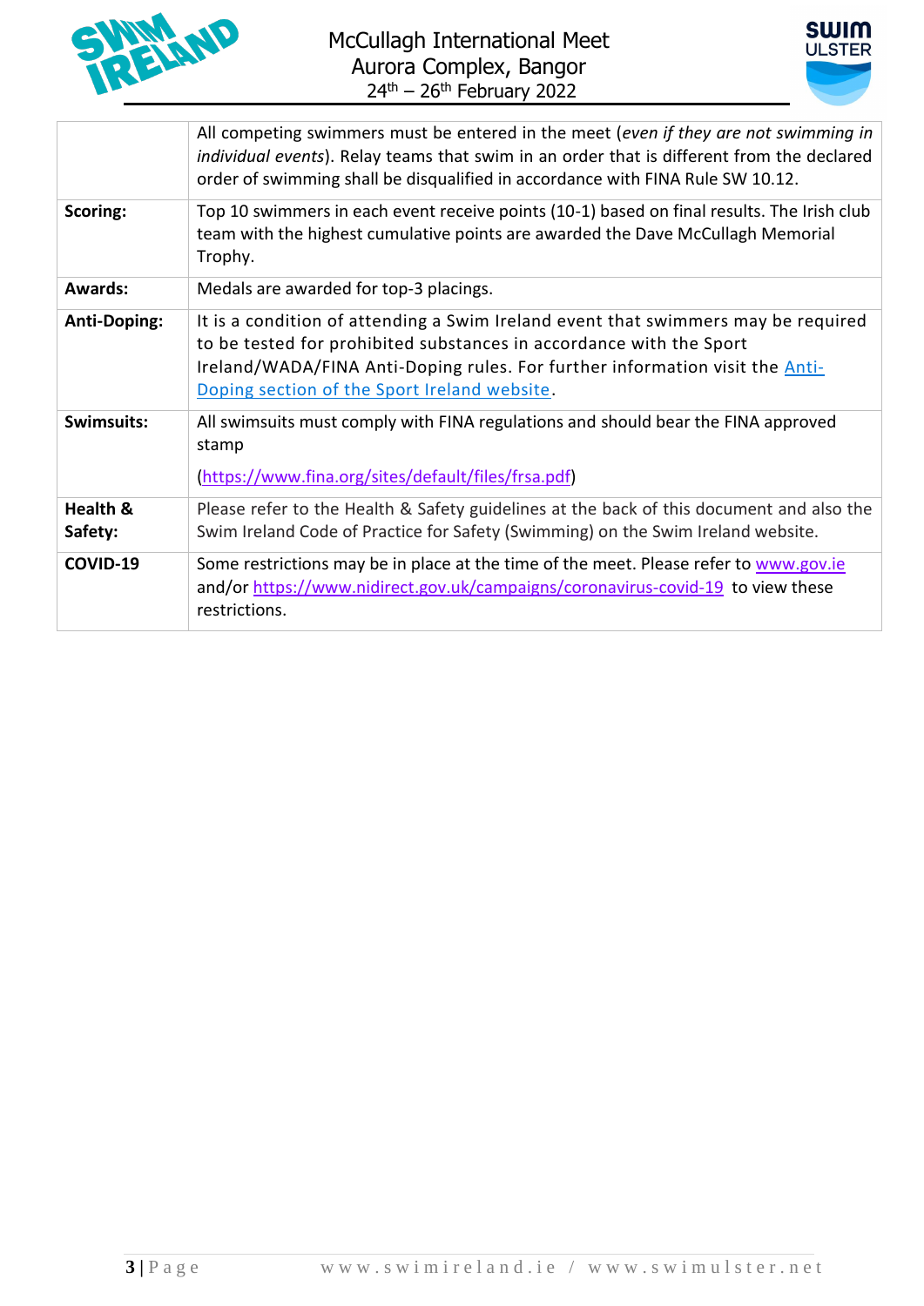| | |
|---|---|
| | All competing swimmers must be entered in the meet (*even if they are not swimming in individual events*). Relay teams that swim in an order that is different from the declared order of swimming shall be disqualified in accordance with FINA Rule SW 10.12. |
| **Scoring:** | Top 10 swimmers in each event receive points (10-1) based on final results. The Irish club team with the highest cumulative points are awarded the Dave McCullagh Memorial Trophy. |
| **Awards:** | Medals are awarded for top-3 placings. |
| **Anti-Doping:** | It is a condition of attending a Swim Ireland event that swimmers may be required to be tested for prohibited substances in accordance with the Sport Ireland/WADA/FINA Anti-Doping rules. For further information visit the Anti-Doping section of the Sport Ireland website. |
| **Swimsuits:** | All swimsuits must comply with FINA regulations and should bear the FINA approved stamp (https://www.fina.org/sites/default/files/frsa.pdf) |
| **Health & Safety:** | Please refer to the Health & Safety guidelines at the back of this document and also the Swim Ireland Code of Practice for Safety (Swimming) on the Swim Ireland website. |
| **COVID-19** | Some restrictions may be in place at the time of the meet. Please refer to www.gov.ie and/or https://www.nidirect.gov.uk/campaigns/coronavirus-covid-19 to view these restrictions. |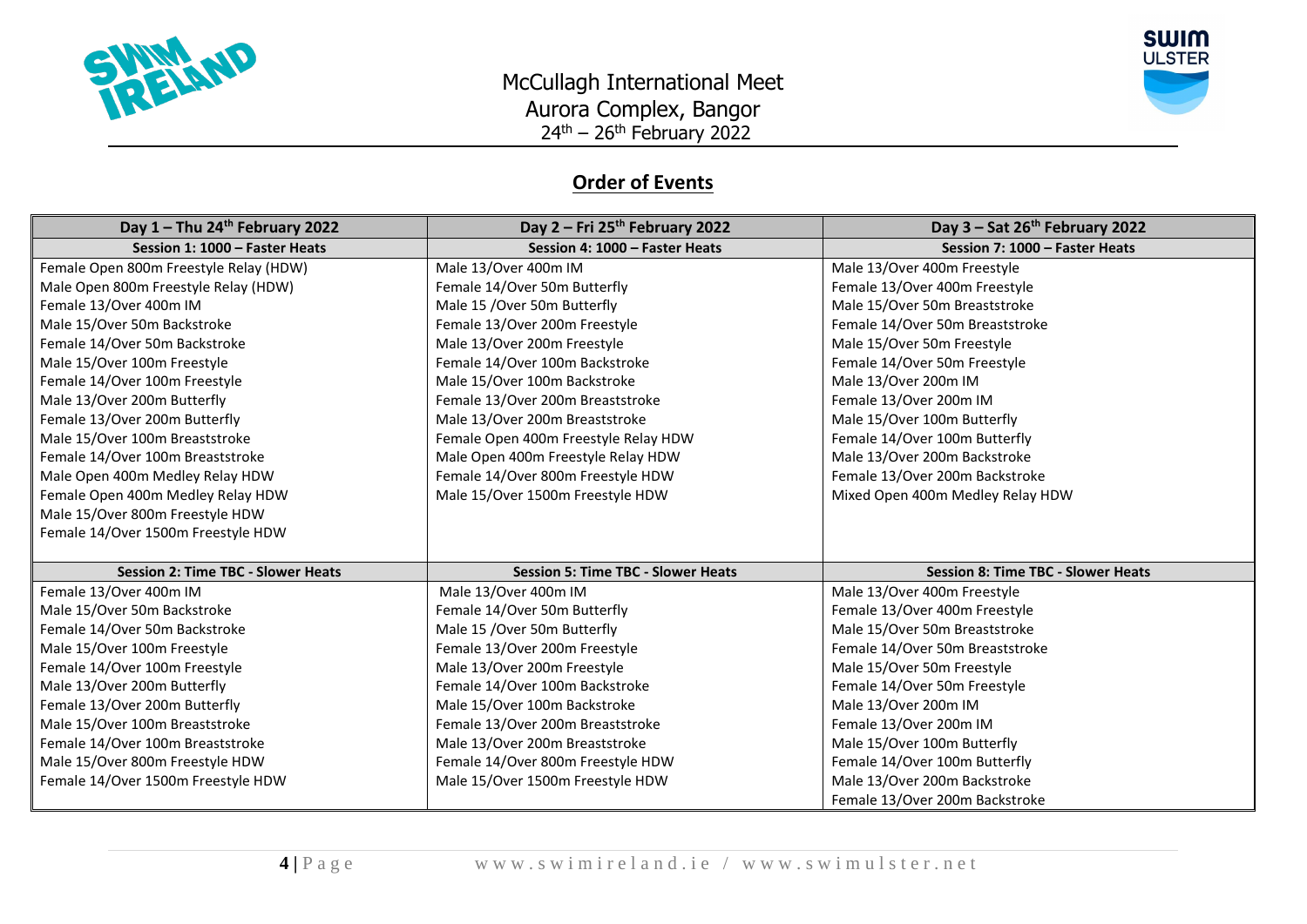McCullagh International Meet
Aurora Complex, Bangor
24th – 26th February 2022

## Order of Events

| Day 1 – Thu 24th February 2022 | Day 2 – Fri 25th February 2022 | Day 3 – Sat 26th February 2022 |
|---|---|---|
| **Session 1: 1000 – Faster Heats** | **Session 4: 1000 – Faster Heats** | **Session 7: 1000 – Faster Heats** |
| Female Open 800m Freestyle Relay (HDW) | Male 13/Over 400m IM | Male 13/Over 400m Freestyle |
| Male Open 800m Freestyle Relay (HDW) | Female 14/Over 50m Butterfly | Female 13/Over 400m Freestyle |
| Female 13/Over 400m IM | Male 15 /Over 50m Butterfly | Male 15/Over 50m Breaststroke |
| Male 15/Over 50m Backstroke | Female 13/Over 200m Freestyle | Female 14/Over 50m Breaststroke |
| Female 14/Over 50m Backstroke | Male 13/Over 200m Freestyle | Male 15/Over 50m Freestyle |
| Male 15/Over 100m Freestyle | Female 14/Over 100m Backstroke | Female 14/Over 50m Freestyle |
| Female 14/Over 100m Freestyle | Male 15/Over 100m Backstroke | Male 13/Over 200m IM |
| Male 13/Over 200m Butterfly | Female 13/Over 200m Breaststroke | Female 13/Over 200m IM |
| Female 13/Over 200m Butterfly | Male 13/Over 200m Breaststroke | Male 15/Over 100m Butterfly |
| Male 15/Over 100m Breaststroke | Female Open 400m Freestyle Relay HDW | Female 14/Over 100m Butterfly |
| Female 14/Over 100m Breaststroke | Male Open 400m Freestyle Relay HDW | Male 13/Over 200m Backstroke |
| Male Open 400m Medley Relay HDW | Female 14/Over 800m Freestyle HDW | Female 13/Over 200m Backstroke |
| Female Open 400m Medley Relay HDW | Male 15/Over 1500m Freestyle HDW | Mixed Open 400m Medley Relay HDW |
| Male 15/Over 800m Freestyle HDW | | |
| Female 14/Over 1500m Freestyle HDW | | |
| **Session 2: Time TBC - Slower Heats** | **Session 5: Time TBC - Slower Heats** | **Session 8: Time TBC - Slower Heats** |
| Female 13/Over 400m IM | Male 13/Over 400m IM | Male 13/Over 400m Freestyle |
| Male 15/Over 50m Backstroke | Female 14/Over 50m Butterfly | Female 13/Over 400m Freestyle |
| Female 14/Over 50m Backstroke | Male 15 /Over 50m Butterfly | Male 15/Over 50m Breaststroke |
| Male 15/Over 100m Freestyle | Female 13/Over 200m Freestyle | Female 14/Over 50m Breaststroke |
| Female 14/Over 100m Freestyle | Male 13/Over 200m Freestyle | Male 15/Over 50m Freestyle |
| Male 13/Over 200m Butterfly | Female 14/Over 100m Backstroke | Female 14/Over 50m Freestyle |
| Female 13/Over 200m Butterfly | Male 15/Over 100m Backstroke | Male 13/Over 200m IM |
| Male 15/Over 100m Breaststroke | Female 13/Over 200m Breaststroke | Female 13/Over 200m IM |
| Female 14/Over 100m Breaststroke | Male 13/Over 200m Breaststroke | Male 15/Over 100m Butterfly |
| Male 15/Over 800m Freestyle HDW | Female 14/Over 800m Freestyle HDW | Female 14/Over 100m Butterfly |
| Female 14/Over 1500m Freestyle HDW | Male 15/Over 1500m Freestyle HDW | Male 13/Over 200m Backstroke |
| | | Female 13/Over 200m Backstroke |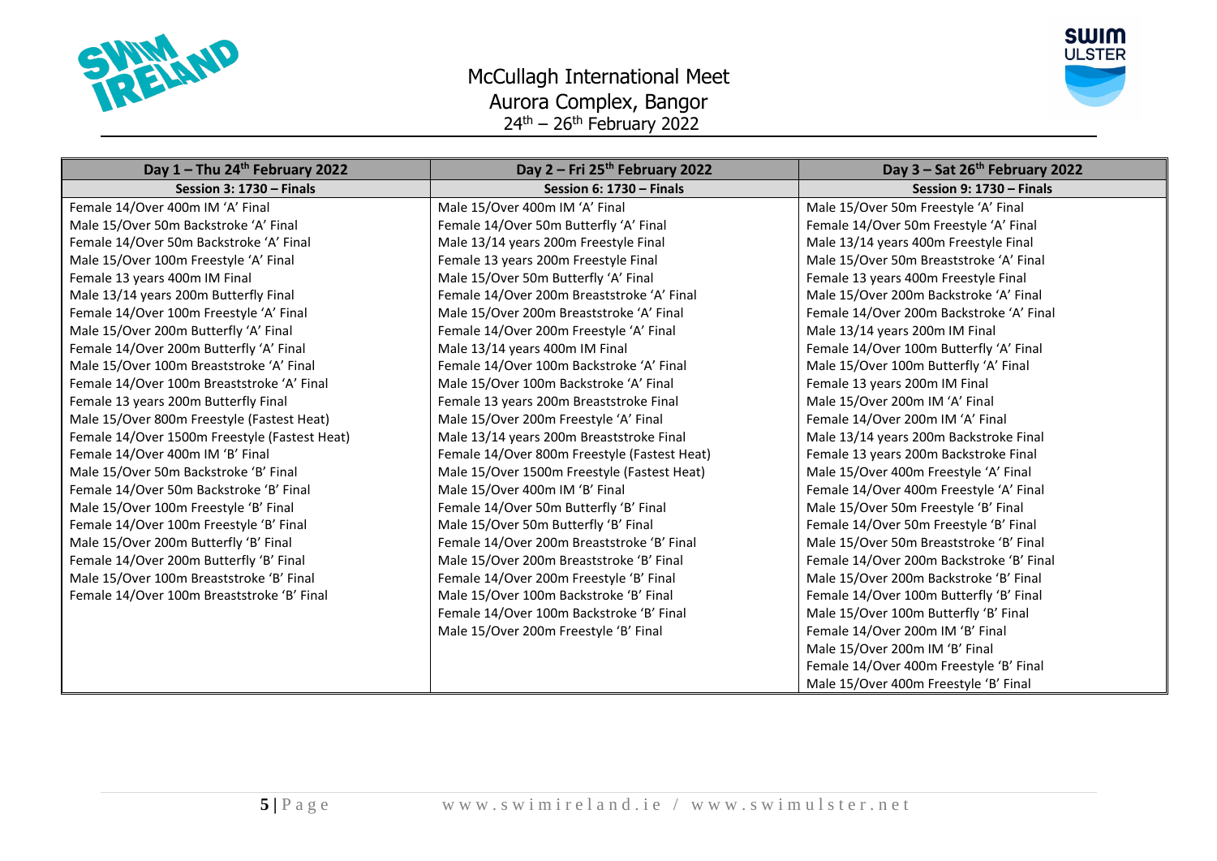McCullagh International Meet
Aurora Complex, Bangor
24th – 26th February 2022

| Day 1 – Thu 24th February 2022 | Day 2 – Fri 25th February 2022 | Day 3 – Sat 26th February 2022 |
|---|---|---|
| **Session 3: 1730 – Finals** | **Session 6: 1730 – Finals** | **Session 9: 1730 – Finals** |
| Female 14/Over 400m IM 'A' Final | Male 15/Over 400m IM 'A' Final | Male 15/Over 50m Freestyle 'A' Final |
| Male 15/Over 50m Backstroke 'A' Final | Female 14/Over 50m Butterfly 'A' Final | Female 14/Over 50m Freestyle 'A' Final |
| Female 14/Over 50m Backstroke 'A' Final | Male 13/14 years 200m Freestyle Final | Male 13/14 years 400m Freestyle Final |
| Male 15/Over 100m Freestyle 'A' Final | Female 13 years 200m Freestyle Final | Male 15/Over 50m Breaststroke 'A' Final |
| Female 13 years 400m IM Final | Male 15/Over 50m Butterfly 'A' Final | Female 13 years 400m Freestyle Final |
| Male 13/14 years 200m Butterfly Final | Female 14/Over 200m Breaststroke 'A' Final | Male 15/Over 200m Backstroke 'A' Final |
| Female 14/Over 100m Freestyle 'A' Final | Male 15/Over 200m Breaststroke 'A' Final | Female 14/Over 200m Backstroke 'A' Final |
| Male 15/Over 200m Butterfly 'A' Final | Female 14/Over 200m Freestyle 'A' Final | Male 13/14 years 200m IM Final |
| Female 14/Over 200m Butterfly 'A' Final | Male 13/14 years 400m IM Final | Female 14/Over 100m Butterfly 'A' Final |
| Male 15/Over 100m Breaststroke 'A' Final | Female 14/Over 100m Backstroke 'A' Final | Male 15/Over 100m Butterfly 'A' Final |
| Female 14/Over 100m Breaststroke 'A' Final | Male 15/Over 100m Backstroke 'A' Final | Female 13 years 200m IM Final |
| Female 13 years 200m Butterfly Final | Female 13 years 200m Breaststroke Final | Male 15/Over 200m IM 'A' Final |
| Male 15/Over 800m Freestyle (Fastest Heat) | Male 15/Over 200m Freestyle 'A' Final | Female 14/Over 200m IM 'A' Final |
| Female 14/Over 1500m Freestyle (Fastest Heat) | Male 13/14 years 200m Breaststroke Final | Male 13/14 years 200m Backstroke Final |
| Female 14/Over 400m IM 'B' Final | Female 14/Over 800m Freestyle (Fastest Heat) | Female 13 years 200m Backstroke Final |
| Male 15/Over 50m Backstroke 'B' Final | Male 15/Over 1500m Freestyle (Fastest Heat) | Male 15/Over 400m Freestyle 'A' Final |
| Female 14/Over 50m Backstroke 'B' Final | Male 15/Over 400m IM 'B' Final | Female 14/Over 400m Freestyle 'A' Final |
| Male 15/Over 100m Freestyle 'B' Final | Female 14/Over 50m Butterfly 'B' Final | Male 15/Over 50m Freestyle 'B' Final |
| Female 14/Over 100m Freestyle 'B' Final | Male 15/Over 50m Butterfly 'B' Final | Female 14/Over 50m Freestyle 'B' Final |
| Male 15/Over 200m Butterfly 'B' Final | Female 14/Over 200m Breaststroke 'B' Final | Male 15/Over 50m Breaststroke 'B' Final |
| Female 14/Over 200m Butterfly 'B' Final | Male 15/Over 200m Breaststroke 'B' Final | Female 14/Over 200m Backstroke 'B' Final |
| Male 15/Over 100m Breaststroke 'B' Final | Female 14/Over 200m Freestyle 'B' Final | Male 15/Over 200m Backstroke 'B' Final |
| Female 14/Over 100m Breaststroke 'B' Final | Male 15/Over 100m Backstroke 'B' Final | Female 14/Over 100m Butterfly 'B' Final |
| | Female 14/Over 100m Backstroke 'B' Final | Male 15/Over 100m Butterfly 'B' Final |
| | Male 15/Over 200m Freestyle 'B' Final | Female 14/Over 200m IM 'B' Final |
| | | Male 15/Over 200m IM 'B' Final |
| | | Female 14/Over 400m Freestyle 'B' Final |
| | | Male 15/Over 400m Freestyle 'B' Final |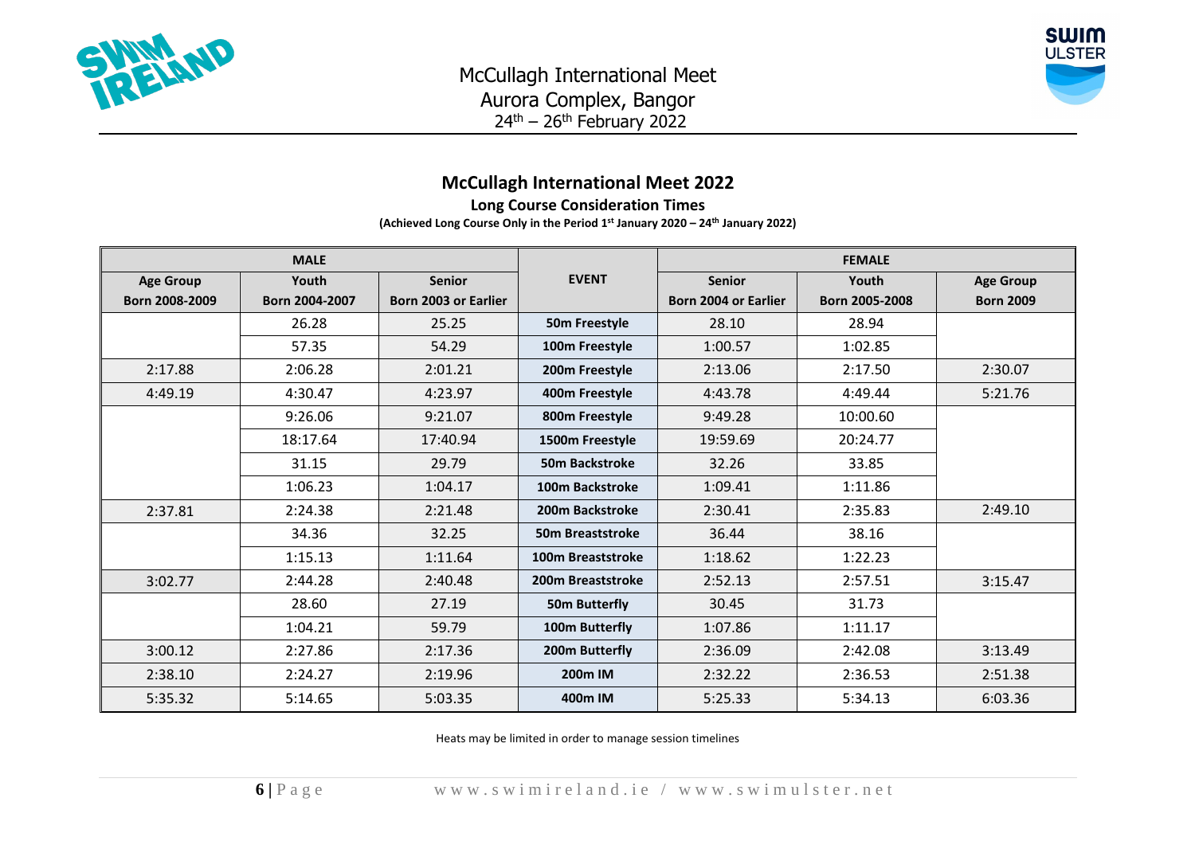McCullagh International Meet
Aurora Complex, Bangor
24th – 26th February 2022

## McCullagh International Meet 2022

### Long Course Consideration Times

**(Achieved Long Course Only in the Period 1st January 2020 – 24th January 2022)**

| MALE | | | EVENT | FEMALE | | |
|---|---|---|---|---|---|---|
| Age Group Born 2008-2009 | Youth Born 2004-2007 | Senior Born 2003 or Earlier | | Senior Born 2004 or Earlier | Youth Born 2005-2008 | Age Group Born 2009 |
| | 26.28 | 25.25 | **50m Freestyle** | 28.10 | 28.94 | |
| | 57.35 | 54.29 | **100m Freestyle** | 1:00.57 | 1:02.85 | |
| 2:17.88 | 2:06.28 | 2:01.21 | **200m Freestyle** | 2:13.06 | 2:17.50 | 2:30.07 |
| 4:49.19 | 4:30.47 | 4:23.97 | **400m Freestyle** | 4:43.78 | 4:49.44 | 5:21.76 |
| | 9:26.06 | 9:21.07 | **800m Freestyle** | 9:49.28 | 10:00.60 | |
| | 18:17.64 | 17:40.94 | **1500m Freestyle** | 19:59.69 | 20:24.77 | |
| | 31.15 | 29.79 | **50m Backstroke** | 32.26 | 33.85 | |
| | 1:06.23 | 1:04.17 | **100m Backstroke** | 1:09.41 | 1:11.86 | |
| 2:37.81 | 2:24.38 | 2:21.48 | **200m Backstroke** | 2:30.41 | 2:35.83 | 2:49.10 |
| | 34.36 | 32.25 | **50m Breaststroke** | 36.44 | 38.16 | |
| | 1:15.13 | 1:11.64 | **100m Breaststroke** | 1:18.62 | 1:22.23 | |
| 3:02.77 | 2:44.28 | 2:40.48 | **200m Breaststroke** | 2:52.13 | 2:57.51 | 3:15.47 |
| | 28.60 | 27.19 | **50m Butterfly** | 30.45 | 31.73 | |
| | 1:04.21 | 59.79 | **100m Butterfly** | 1:07.86 | 1:11.17 | |
| 3:00.12 | 2:27.86 | 2:17.36 | **200m Butterfly** | 2:36.09 | 2:42.08 | 3:13.49 |
| 2:38.10 | 2:24.27 | 2:19.96 | **200m IM** | 2:32.22 | 2:36.53 | 2:51.38 |
| 5:35.32 | 5:14.65 | 5:03.35 | **400m IM** | 5:25.33 | 5:34.13 | 6:03.36 |

Heats may be limited in order to manage session timelines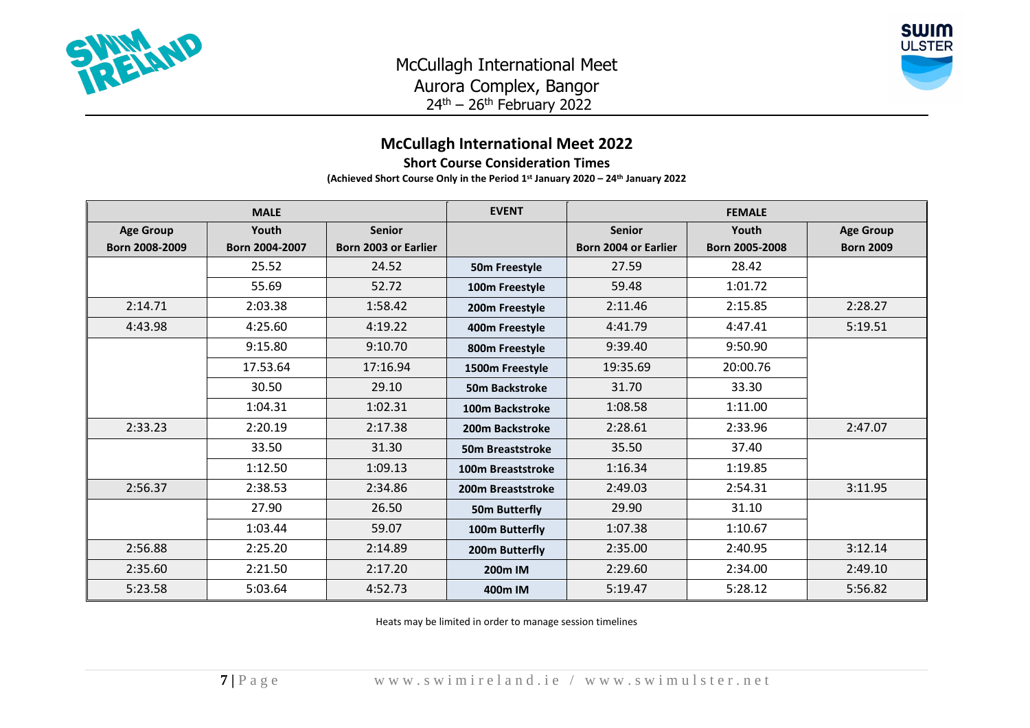## McCullagh International Meet 2022

### Short Course Consideration Times

**(Achieved Short Course Only in the Period 1st January 2020 – 24th January 2022)**

| MALE | | | EVENT | FEMALE | | |
|---|---|---|---|---|---|---|
| **Age Group Born 2008-2009** | **Youth Born 2004-2007** | **Senior Born 2003 or Earlier** | | **Senior Born 2004 or Earlier** | **Youth Born 2005-2008** | **Age Group Born 2009** |
| | 25.52 | 24.52 | **50m Freestyle** | 27.59 | 28.42 | |
| | 55.69 | 52.72 | **100m Freestyle** | 59.48 | 1:01.72 | |
| 2:14.71 | 2:03.38 | 1:58.42 | **200m Freestyle** | 2:11.46 | 2:15.85 | 2:28.27 |
| 4:43.98 | 4:25.60 | 4:19.22 | **400m Freestyle** | 4:41.79 | 4:47.41 | 5:19.51 |
| | 9:15.80 | 9:10.70 | **800m Freestyle** | 9:39.40 | 9:50.90 | |
| | 17.53.64 | 17:16.94 | **1500m Freestyle** | 19:35.69 | 20:00.76 | |
| | 30.50 | 29.10 | **50m Backstroke** | 31.70 | 33.30 | |
| | 1:04.31 | 1:02.31 | **100m Backstroke** | 1:08.58 | 1:11.00 | |
| 2:33.23 | 2:20.19 | 2:17.38 | **200m Backstroke** | 2:28.61 | 2:33.96 | 2:47.07 |
| | 33.50 | 31.30 | **50m Breaststroke** | 35.50 | 37.40 | |
| | 1:12.50 | 1:09.13 | **100m Breaststroke** | 1:16.34 | 1:19.85 | |
| 2:56.37 | 2:38.53 | 2:34.86 | **200m Breaststroke** | 2:49.03 | 2:54.31 | 3:11.95 |
| | 27.90 | 26.50 | **50m Butterfly** | 29.90 | 31.10 | |
| | 1:03.44 | 59.07 | **100m Butterfly** | 1:07.38 | 1:10.67 | |
| 2:56.88 | 2:25.20 | 2:14.89 | **200m Butterfly** | 2:35.00 | 2:40.95 | 3:12.14 |
| 2:35.60 | 2:21.50 | 2:17.20 | **200m IM** | 2:29.60 | 2:34.00 | 2:49.10 |
| 5:23.58 | 5:03.64 | 4:52.73 | **400m IM** | 5:19.47 | 5:28.12 | 5:56.82 |

Heats may be limited in order to manage session timelines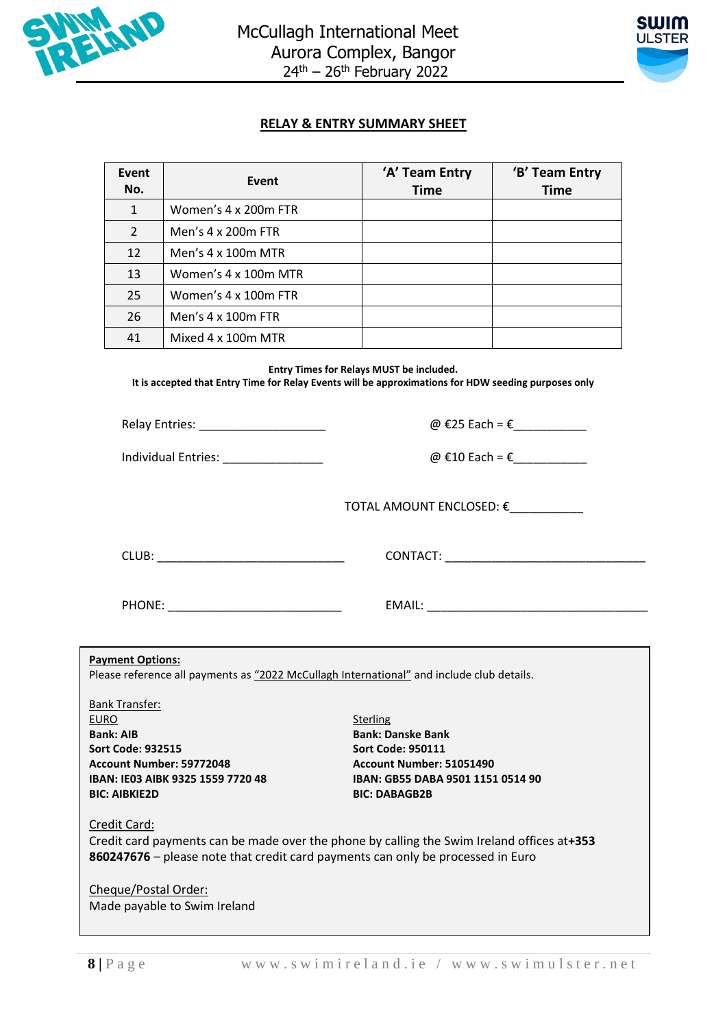# RELAY & ENTRY SUMMARY SHEET

| Event No. | Event | 'A' Team Entry Time | 'B' Team Entry Time |
|---|---|---|---|
| 1 | Women's 4 x 200m FTR | | |
| 2 | Men's 4 x 200m FTR | | |
| 12 | Men's 4 x 100m MTR | | |
| 13 | Women's 4 x 100m MTR | | |
| 25 | Women's 4 x 100m FTR | | |
| 26 | Men's 4 x 100m FTR | | |
| 41 | Mixed 4 x 100m MTR | | |

**Entry Times for Relays MUST be included.**
**It is accepted that Entry Time for Relay Events will be approximations for HDW seeding purposes only**

Relay Entries: ___________________ @ €25 Each = €___________

Individual Entries: _______________ @ €10 Each = €___________

TOTAL AMOUNT ENCLOSED: €___________

CLUB: ____________________________ CONTACT: ______________________________

PHONE: __________________________ EMAIL: _________________________________

**Payment Options:**

Please reference all payments as "2022 McCullagh International" and include club details.

Bank Transfer:

EURO
**Bank: AIB**
**Sort Code: 932515**
**Account Number: 59772048**
**IBAN: IE03 AIBK 9325 1559 7720 48**
**BIC: AIBKIE2D**

Sterling
**Bank: Danske Bank**
**Sort Code: 950111**
**Account Number: 51051490**
**IBAN: GB55 DABA 9501 1151 0514 90**
**BIC: DABAGB2B**

Credit Card:
Credit card payments can be made over the phone by calling the Swim Ireland offices at **+353 860247676** – please note that credit card payments can only be processed in Euro

Cheque/Postal Order:
Made payable to Swim Ireland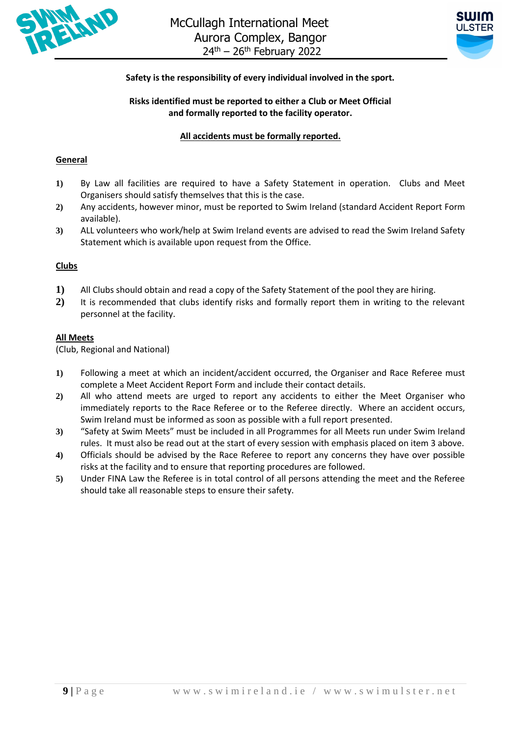**Safety is the responsibility of every individual involved in the sport.**

**Risks identified must be reported to either a Club or Meet Official and formally reported to the facility operator.**

**All accidents must be formally reported.**

## General

1) By Law all facilities are required to have a Safety Statement in operation. Clubs and Meet Organisers should satisfy themselves that this is the case.
2) Any accidents, however minor, must be reported to Swim Ireland (standard Accident Report Form available).
3) ALL volunteers who work/help at Swim Ireland events are advised to read the Swim Ireland Safety Statement which is available upon request from the Office.

## Clubs

1) All Clubs should obtain and read a copy of the Safety Statement of the pool they are hiring.
2) It is recommended that clubs identify risks and formally report them in writing to the relevant personnel at the facility.

## All Meets

(Club, Regional and National)

1) Following a meet at which an incident/accident occurred, the Organiser and Race Referee must complete a Meet Accident Report Form and include their contact details.
2) All who attend meets are urged to report any accidents to either the Meet Organiser who immediately reports to the Race Referee or to the Referee directly. Where an accident occurs, Swim Ireland must be informed as soon as possible with a full report presented.
3) "Safety at Swim Meets" must be included in all Programmes for all Meets run under Swim Ireland rules. It must also be read out at the start of every session with emphasis placed on item 3 above.
4) Officials should be advised by the Race Referee to report any concerns they have over possible risks at the facility and to ensure that reporting procedures are followed.
5) Under FINA Law the Referee is in total control of all persons attending the meet and the Referee should take all reasonable steps to ensure their safety.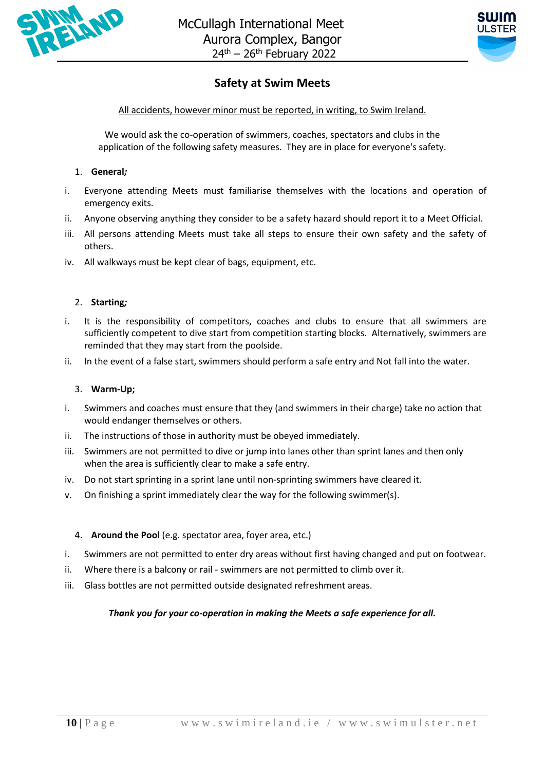## Safety at Swim Meets

All accidents, however minor must be reported, in writing, to Swim Ireland.

We would ask the co-operation of swimmers, coaches, spectators and clubs in the application of the following safety measures. They are in place for everyone's safety.

1. **General*;***

i. Everyone attending Meets must familiarise themselves with the locations and operation of emergency exits.

ii. Anyone observing anything they consider to be a safety hazard should report it to a Meet Official.

iii. All persons attending Meets must take all steps to ensure their own safety and the safety of others.

iv. All walkways must be kept clear of bags, equipment, etc.

2. **Starting*;***

i. It is the responsibility of competitors, coaches and clubs to ensure that all swimmers are sufficiently competent to dive start from competition starting blocks. Alternatively, swimmers are reminded that they may start from the poolside.

ii. In the event of a false start, swimmers should perform a safe entry and Not fall into the water.

3. **Warm-Up;**

i. Swimmers and coaches must ensure that they (and swimmers in their charge) take no action that would endanger themselves or others.

ii. The instructions of those in authority must be obeyed immediately.

iii. Swimmers are not permitted to dive or jump into lanes other than sprint lanes and then only when the area is sufficiently clear to make a safe entry.

iv. Do not start sprinting in a sprint lane until non-sprinting swimmers have cleared it.

v. On finishing a sprint immediately clear the way for the following swimmer(s).

4. **Around the Pool** (e.g. spectator area, foyer area, etc.)

i. Swimmers are not permitted to enter dry areas without first having changed and put on footwear.

ii. Where there is a balcony or rail - swimmers are not permitted to climb over it.

iii. Glass bottles are not permitted outside designated refreshment areas.

***Thank you for your co-operation in making the Meets a safe experience for all.***